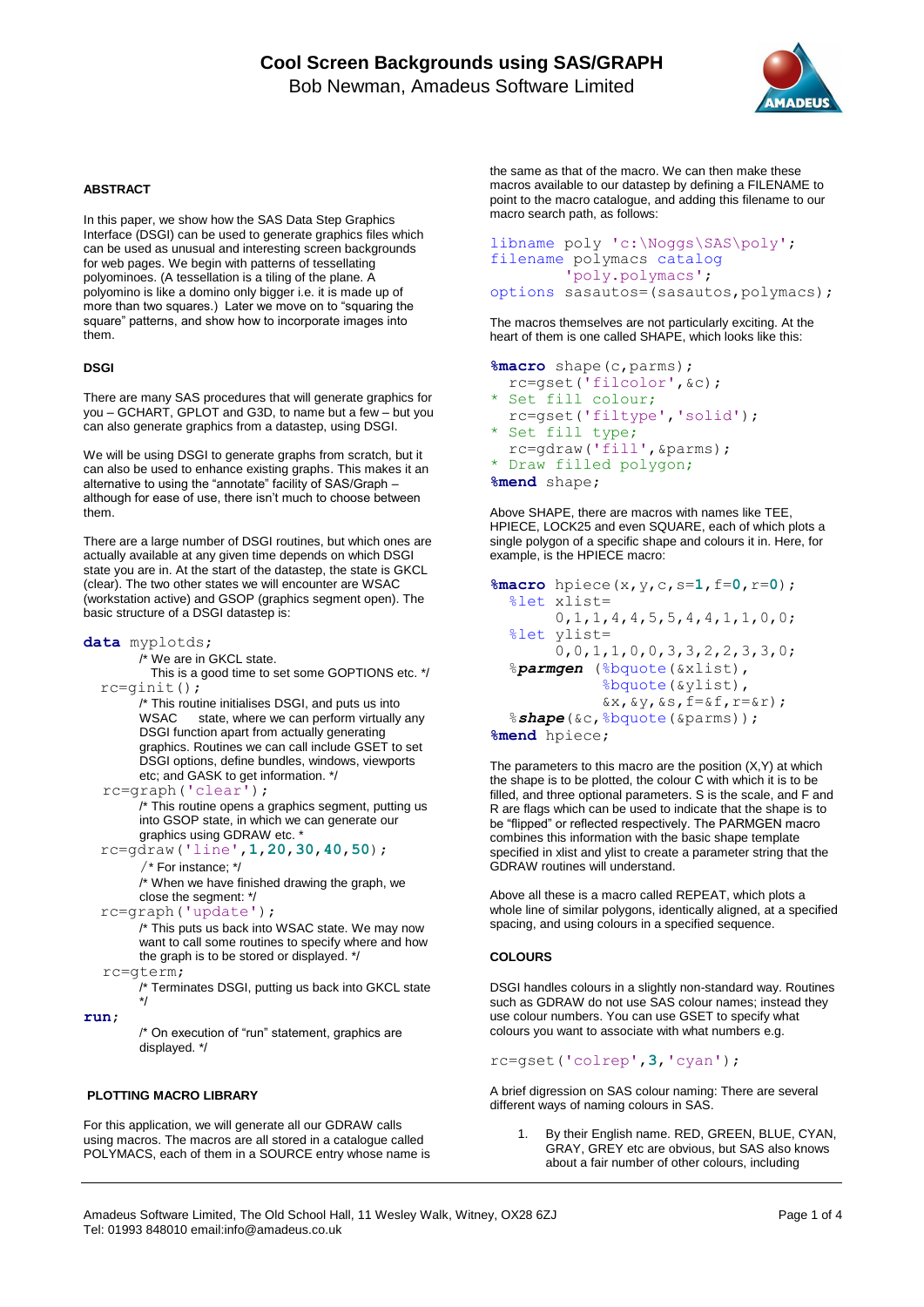# Cool Screen Backgrounds using SAS/GRAPH

Bob Newman, Amadeus Software Limited

### ABSTRACT

In this paper, we show how the SAS Data Step Graphics Interface (DSGI) can be used to generate graphics files which can be used as unusual and interesting screen backgrounds for web pages. We begin with patterns of tessellating polyominoes. (A tessellation is a tiling of the plane. A polyomino is like a domino only bigger i.e. it is made up of more than two squares.) Later we move on to "squaring the square" patterns, and show how to incorporate images into them.

### DSGI

There are many SAS procedures that will generate graphics for you – GCHART, GPLOT and G3D, to name but a few – but you can also generate graphics from a datastep, using DSGI.

We will be using DSGI to generate graphs from scratch, but it can also be used to enhance existing graphs. This makes it an alternative to using the "annotate" facility of SAS/Graph – although for ease of use, there isn't much to choose between them.

There are a large number of DSGI routines, but which ones are actually available at any given time depends on which DSGI state you are in. At the start of the datastep, the state is GKCL (clear). The two other states we will encounter are WSAC (workstation active) and GSOP (graphics segment open). The basic structure of a DSGI datastep is:

```
data mydlotds;
        /* We are in GKCL state.
          This is a good time to set some GOPTIONS etc. */
  rc=ginit();
        /* This routine initialises DSGI, and puts us into
        WSAC     state, where we can perform virtually any
        DSGI function apart from actually generating
        graphics. Routines we can call include GSET to set
        DSGI options, define bundles, windows, viewports
        etc; and GASK to get information. */
  rc=graph('clear');
        /* This routine opens a graphics segment, putting us
        into GSOP state, in which we can generate our
        graphics using GDRAW etc. *
  rc=gdraw('line',1,20,30,40,50);
        /* For instance; */
        /* When we have finished drawing the graph, we
        close the segment: */
  rc=graph('update');
        /* This puts us back into WSAC state. We may now
        want to call some routines to specify where and how
        the graph is to be stored or displayed. */
  rc=gterm;
        /* Terminates DSGI, putting us back into GKCL state
        */
run;
        /* On execution of "run" statement, graphics are
        displayed. */
```

### PLOTTING MACRO LIBRARY

For this application, we will generate all our GDRAW calls using macros. The macros are all stored in a catalogue called POLYMACS, each of them in a SOURCE entry whose name is the same as that of the macro. We can then make these macros available to our datastep by defining a FILENAME to point to the macro catalogue, and adding this filename to our macro search path, as follows:

```
libname poly 'c:\Noggs\SAS\poly';
filename polymacs catalog
        'poly.polymacs';
options sasautos=(sasautos,polymacs);
```

The macros themselves are not particularly exciting. At the heart of them is one called SHAPE, which looks like this:

```
%macro shape(c,parms);
  rc=gset('filcolor',&c);
* Set fill colour;
  rc=gset('filtype','solid');
* Set fill type;
  rc=gdraw('fill',&parms);
* Draw filled polygon;
%mend shape;
```

Above SHAPE, there are macros with names like TEE, HPIECE, LOCK25 and even SQUARE, each of which plots a single polygon of a specific shape and colours it in. Here, for example, is the HPIECE macro:

```
%macro hpiece(x,y,c,s=1,f=0,r=0);
  %let xlist=
        0,1,1,4,4,5,5,4,4,1,1,0,0;
  %let ylist=
        0,0,1,1,0,0,3,3,2,2,3,3,0;
  %parmgen (%bquote(&xlist),
            %bquote(&ylist),
            &x,&y,&s,f=&f,r=&r);
  %shape(&c,%bquote(&parms));
%mend hpiece;
```

The parameters to this macro are the position (X,Y) at which the shape is to be plotted, the colour C with which it is to be filled, and three optional parameters. S is the scale, and F and R are flags which can be used to indicate that the shape is to be "flipped" or reflected respectively. The PARMGEN macro combines this information with the basic shape template specified in xlist and ylist to create a parameter string that the GDRAW routines will understand.

Above all these is a macro called REPEAT, which plots a whole line of similar polygons, identically aligned, at a specified spacing, and using colours in a specified sequence.

### COLOURS

DSGI handles colours in a slightly non-standard way. Routines such as GDRAW do not use SAS colour names; instead they use colour numbers. You can use GSET to specify what colours you want to associate with what numbers e.g.

```
rc=gset('colrep',3,'cyan');
```

A brief digression on SAS colour naming: There are several different ways of naming colours in SAS.

1. By their English name. RED, GREEN, BLUE, CYAN, GRAY, GREY etc are obvious, but SAS also knows about a fair number of other colours, including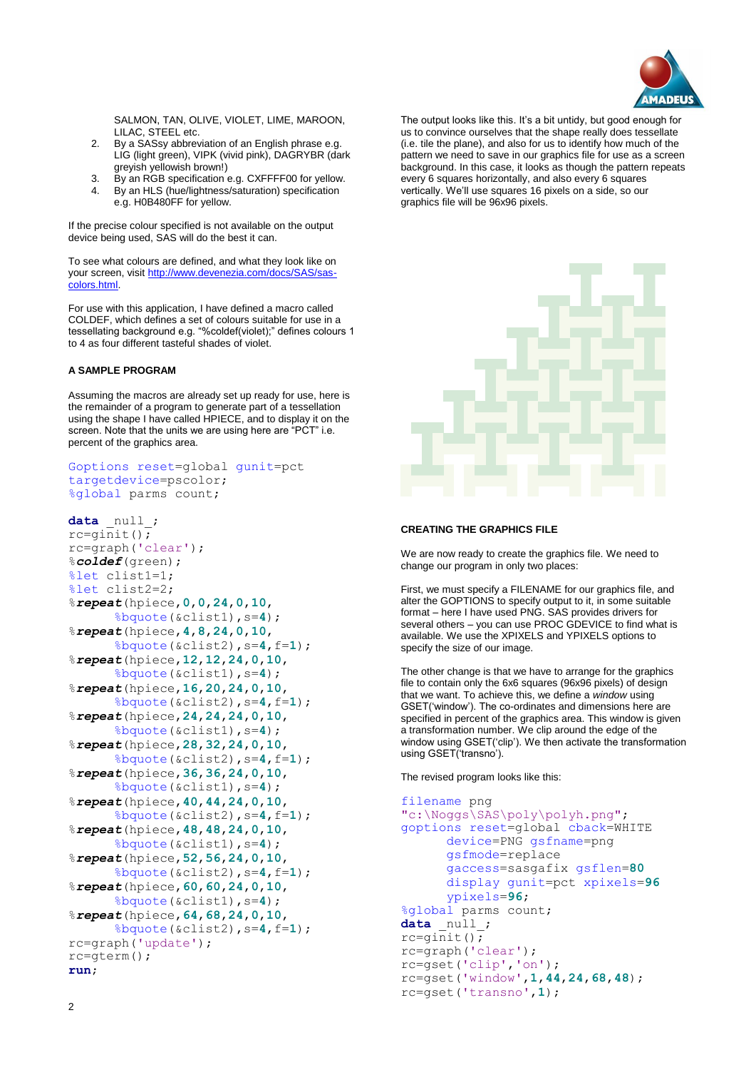SALMON, TAN, OLIVE, VIOLET, LIME, MAROON, LILAC, STEEL etc.

2. By a SASsy abbreviation of an English phrase e.g. LIG (light green), VIPK (vivid pink), DAGRYBR (dark greyish yellowish brown!)
3. By an RGB specification e.g. CXFFFF00 for yellow.
4. By an HLS (hue/lightness/saturation) specification e.g. H0B480FF for yellow.

If the precise colour specified is not available on the output device being used, SAS will do the best it can.

To see what colours are defined, and what they look like on your screen, visit [http://www.devenezia.com/docs/SAS/sas-colors.html](http://www.devenezia.com/docs/SAS/sas-colors.html).

For use with this application, I have defined a macro called COLDEF, which defines a set of colours suitable for use in a tessellating background e.g. "%coldef(violet);" defines colours 1 to 4 as four different tasteful shades of violet.

### A SAMPLE PROGRAM

Assuming the macros are already set up ready for use, here is the remainder of a program to generate part of a tessellation using the shape I have called HPIECE, and to display it on the screen. Note that the units we are using here are "PCT" i.e. percent of the graphics area.

```
Goptions reset=global gunit=pct
targetdevice=pscolor;
%global parms count;

data _null_;
rc=ginit();
rc=graph('clear');
%coldef(green);
%let clist1=1;
%let clist2=2;
%repeat(hpiece,0,0,24,0,10,
      %bquote(&clist1),s=4);
%repeat(hpiece,4,8,24,0,10,
      %bquote(&clist2),s=4,f=1);
%repeat(hpiece,12,12,24,0,10,
      %bquote(&clist1),s=4);
%repeat(hpiece,16,20,24,0,10,
      %bquote(&clist2),s=4,f=1);
%repeat(hpiece,24,24,24,0,10,
      %bquote(&clist1),s=4);
%repeat(hpiece,28,32,24,0,10,
      %bquote(&clist2),s=4,f=1);
%repeat(hpiece,36,36,24,0,10,
      %bquote(&clist1),s=4);
%repeat(hpiece,40,44,24,0,10,
      %bquote(&clist2),s=4,f=1);
%repeat(hpiece,48,48,24,0,10,
      %bquote(&clist1),s=4);
%repeat(hpiece,52,56,24,0,10,
      %bquote(&clist2),s=4,f=1);
%repeat(hpiece,60,60,24,0,10,
      %bquote(&clist1),s=4);
%repeat(hpiece,64,68,24,0,10,
      %bquote(&clist2),s=4,f=1);
rc=graph('update');
rc=gterm();
run;
```

The output looks like this. It's a bit untidy, but good enough for us to convince ourselves that the shape really does tessellate (i.e. tile the plane), and also for us to identify how much of the pattern we need to save in our graphics file for use as a screen background. In this case, it looks as though the pattern repeats every 6 squares horizontally, and also every 6 squares vertically. We'll use squares 16 pixels on a side, so our graphics file will be 96x96 pixels.

### CREATING THE GRAPHICS FILE

We are now ready to create the graphics file. We need to change our program in only two places:

First, we must specify a FILENAME for our graphics file, and alter the GOPTIONS to specify output to it, in some suitable format – here I have used PNG. SAS provides drivers for several others – you can use PROC GDEVICE to find what is available. We use the XPIXELS and YPIXELS options to specify the size of our image.

The other change is that we have to arrange for the graphics file to contain only the 6x6 squares (96x96 pixels) of design that we want. To achieve this, we define a *window* using GSET('window'). The co-ordinates and dimensions here are specified in percent of the graphics area. This window is given a transformation number. We clip around the edge of the window using GSET('clip'). We then activate the transformation using GSET('transno').

The revised program looks like this:

```
filename png
"c:\Noggs\SAS\poly\polyh.png";
goptions reset=global cback=WHITE
      device=PNG gsfname=png
      gsfmode=replace
      gaccess=sasgafix gsflen=80
      display gunit=pct xpixels=96
      ypixels=96;
%global parms count;
data _null_;
rc=ginit();
rc=graph('clear');
rc=gset('clip','on');
rc=gset('window',1,44,24,68,48);
rc=gset('transno',1);
```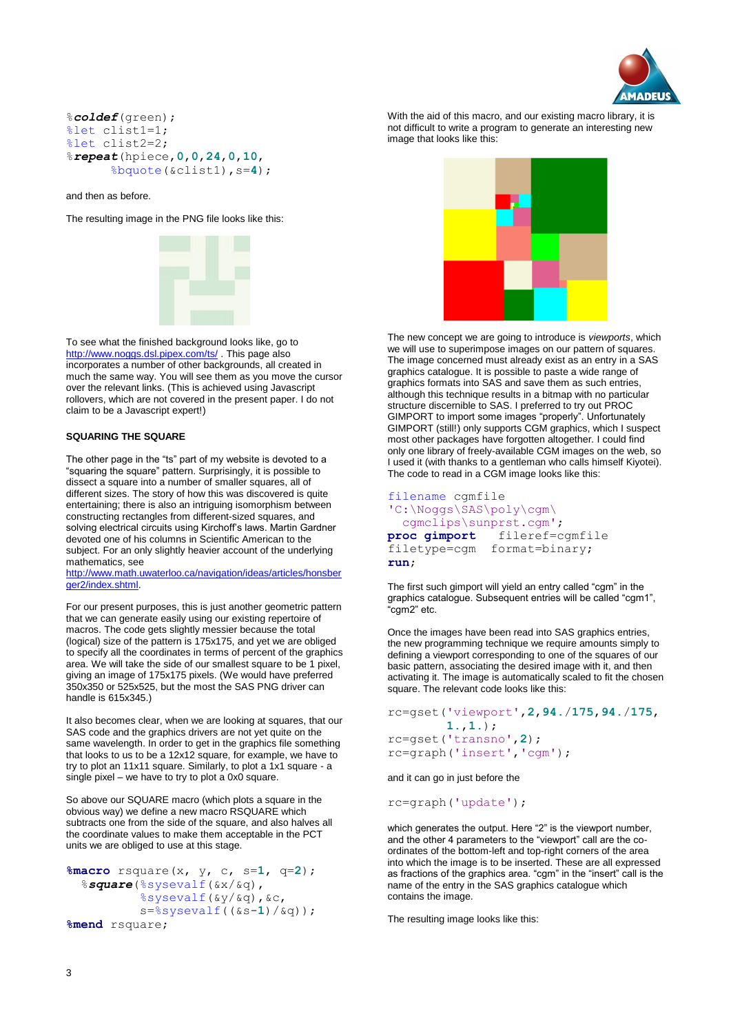```
%coldef(green);
%let clist1=1;
%let clist2=2;
%repeat(hpiece,0,0,24,0,10,
       %bquote(&clist1),s=4);
```

and then as before.

The resulting image in the PNG file looks like this:

To see what the finished background looks like, go to http://www.noggs.dsl.pipex.com/ts/ . This page also incorporates a number of other backgrounds, all created in much the same way. You will see them as you move the cursor over the relevant links. (This is achieved using Javascript rollovers, which are not covered in the present paper. I do not claim to be a Javascript expert!)

## SQUARING THE SQUARE

The other page in the "ts" part of my website is devoted to a "squaring the square" pattern. Surprisingly, it is possible to dissect a square into a number of smaller squares, all of different sizes. The story of how this was discovered is quite entertaining; there is also an intriguing isomorphism between constructing rectangles from different-sized squares, and solving electrical circuits using Kirchoff's laws. Martin Gardner devoted one of his columns in Scientific American to the subject. For an only slightly heavier account of the underlying mathematics, see http://www.math.uwaterloo.ca/navigation/ideas/articles/honsberger2/index.shtml.

For our present purposes, this is just another geometric pattern that we can generate easily using our existing repertoire of macros. The code gets slightly messier because the total (logical) size of the pattern is 175x175, and yet we are obliged to specify all the coordinates in terms of percent of the graphics area. We will take the side of our smallest square to be 1 pixel, giving an image of 175x175 pixels. (We would have preferred 350x350 or 525x525, but the most the SAS PNG driver can handle is 615x345.)

It also becomes clear, when we are looking at squares, that our SAS code and the graphics drivers are not yet quite on the same wavelength. In order to get in the graphics file something that looks to us to be a 12x12 square, for example, we have to try to plot an 11x11 square. Similarly, to plot a 1x1 square - a single pixel – we have to try to plot a 0x0 square.

So above our SQUARE macro (which plots a square in the obvious way) we define a new macro RSQUARE which subtracts one from the side of the square, and also halves all the coordinate values to make them acceptable in the PCT units we are obliged to use at this stage.

```
%macro rsquare(x, y, c, s=1, q=2);
  %square(%sysevalf(&x/&q),
          %sysevalf(&y/&q),&c,
          s=%sysevalf((&s-1)/&q));
%mend rsquare;
```

With the aid of this macro, and our existing macro library, it is not difficult to write a program to generate an interesting new image that looks like this:

The new concept we are going to introduce is *viewports*, which we will use to superimpose images on our pattern of squares. The image concerned must already exist as an entry in a SAS graphics catalogue. It is possible to paste a wide range of graphics formats into SAS and save them as such entries, although this technique results in a bitmap with no particular structure discernible to SAS. I preferred to try out PROC GIMPORT to import some images "properly". Unfortunately GIMPORT (still!) only supports CGM graphics, which I suspect most other packages have forgotten altogether. I could find only one library of freely-available CGM images on the web, so I used it (with thanks to a gentleman who calls himself Kiyotei). The code to read in a CGM image looks like this:

```
filename cgmfile
'C:\Noggs\SAS\poly\cgm\
  cgmclips\sunprst.cgm';
proc gimport   fileref=cgmfile
filetype=cgm  format=binary;
run;
```

The first such gimport will yield an entry called "cgm" in the graphics catalogue. Subsequent entries will be called "cgm1", "cgm2" etc.

Once the images have been read into SAS graphics entries, the new programming technique we require amounts simply to defining a viewport corresponding to one of the squares of our basic pattern, associating the desired image with it, and then activating it. The image is automatically scaled to fit the chosen square. The relevant code looks like this:

```
rc=gset('viewport',2,94./175,94./175,
        1.,1.);
rc=gset('transno',2);
rc=graph('insert','cgm');
```

and it can go in just before the

```
rc=graph('update');
```

which generates the output. Here "2" is the viewport number, and the other 4 parameters to the "viewport" call are the co-ordinates of the bottom-left and top-right corners of the area into which the image is to be inserted. These are all expressed as fractions of the graphics area. "cgm" in the "insert" call is the name of the entry in the SAS graphics catalogue which contains the image.

The resulting image looks like this: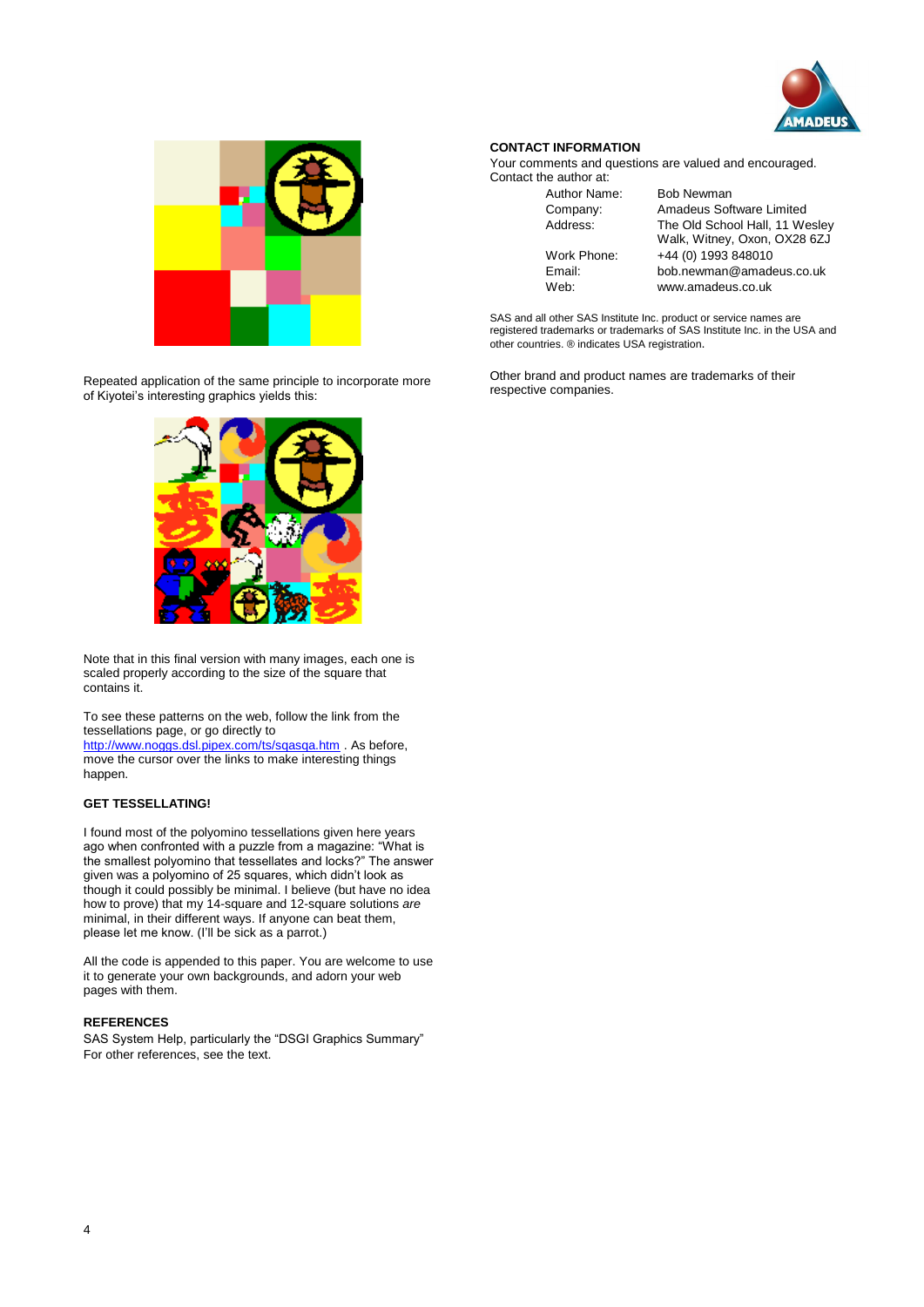Repeated application of the same principle to incorporate more of Kiyotei's interesting graphics yields this:

Note that in this final version with many images, each one is scaled properly according to the size of the square that contains it.

To see these patterns on the web, follow the link from the tessellations page, or go directly to http://www.noggs.dsl.pipex.com/ts/sqasqa.htm . As before, move the cursor over the links to make interesting things happen.

**GET TESSELLATING!**

I found most of the polyomino tessellations given here years ago when confronted with a puzzle from a magazine: "What is the smallest polyomino that tessellates and locks?" The answer given was a polyomino of 25 squares, which didn't look as though it could possibly be minimal. I believe (but have no idea how to prove) that my 14-square and 12-square solutions *are* minimal, in their different ways. If anyone can beat them, please let me know. (I'll be sick as a parrot.)

All the code is appended to this paper. You are welcome to use it to generate your own backgrounds, and adorn your web pages with them.

**REFERENCES**

SAS System Help, particularly the "DSGI Graphics Summary"
For other references, see the text.

**CONTACT INFORMATION**

Your comments and questions are valued and encouraged. Contact the author at:

| | |
|---|---|
| Author Name: | Bob Newman |
| Company: | Amadeus Software Limited |
| Address: | The Old School Hall, 11 Wesley Walk, Witney, Oxon, OX28 6ZJ |
| Work Phone: | +44 (0) 1993 848010 |
| Email: | bob.newman@amadeus.co.uk |
| Web: | www.amadeus.co.uk |

SAS and all other SAS Institute Inc. product or service names are registered trademarks or trademarks of SAS Institute Inc. in the USA and other countries. ® indicates USA registration.

Other brand and product names are trademarks of their respective companies.